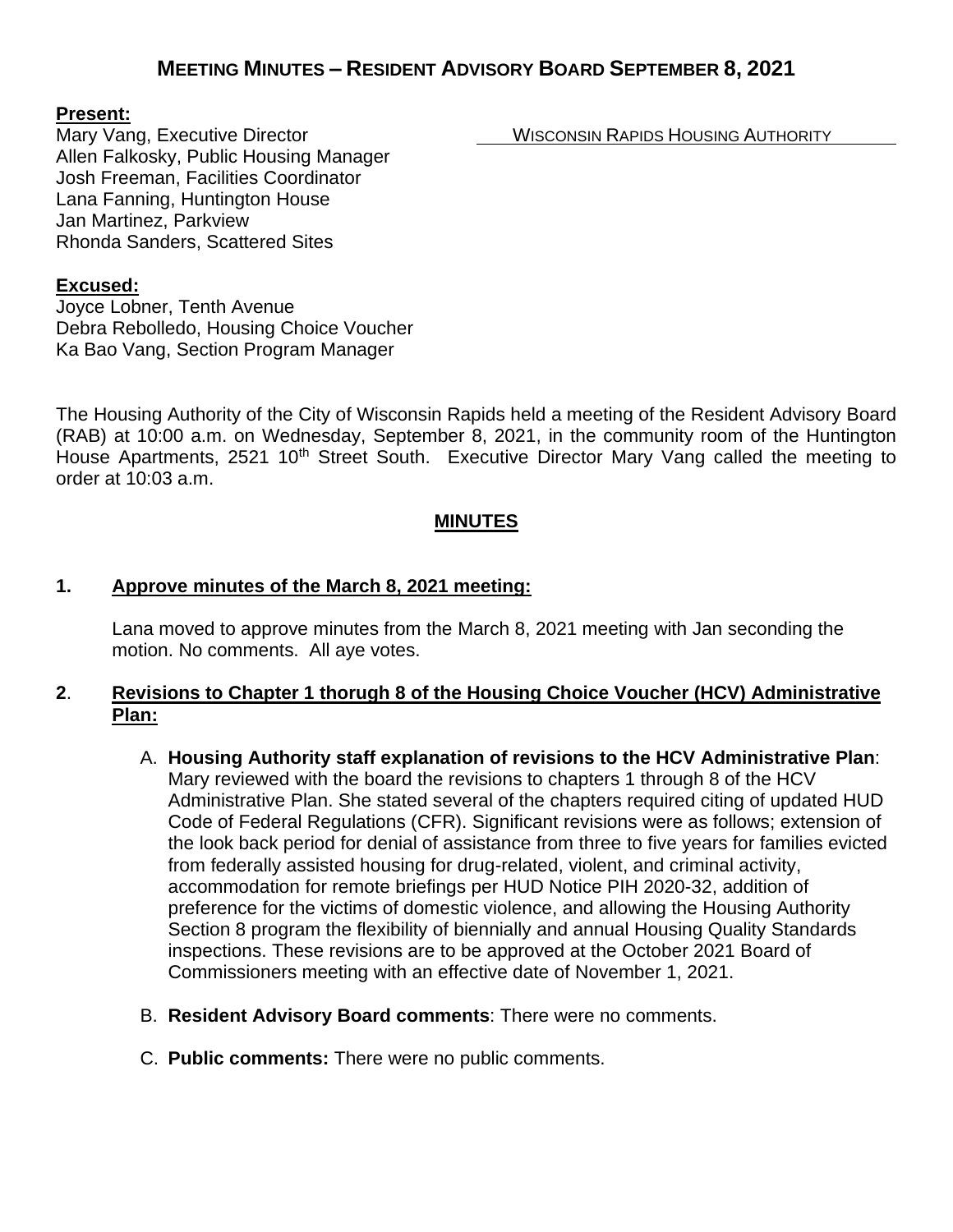# MEETING MINUTES – RESIDENT ADVISORY BOARD SEPTEMBER 8, 2021

**Present:**

Mary Vang, Executive Director — WISCONSIN RAPIDS HOUSING AUTHORITY
Allen Falkosky, Public Housing Manager
Josh Freeman, Facilities Coordinator
Lana Fanning, Huntington House
Jan Martinez, Parkview
Rhonda Sanders, Scattered Sites

**Excused:**

Joyce Lobner, Tenth Avenue
Debra Rebolledo, Housing Choice Voucher
Ka Bao Vang, Section Program Manager

The Housing Authority of the City of Wisconsin Rapids held a meeting of the Resident Advisory Board (RAB) at 10:00 a.m. on Wednesday, September 8, 2021, in the community room of the Huntington House Apartments, 2521 10th Street South. Executive Director Mary Vang called the meeting to order at 10:03 a.m.

## MINUTES

**1. Approve minutes of the March 8, 2021 meeting:**

Lana moved to approve minutes from the March 8, 2021 meeting with Jan seconding the motion. No comments. All aye votes.

**2. Revisions to Chapter 1 thorugh 8 of the Housing Choice Voucher (HCV) Administrative Plan:**

A. **Housing Authority staff explanation of revisions to the HCV Administrative Plan**: Mary reviewed with the board the revisions to chapters 1 through 8 of the HCV Administrative Plan. She stated several of the chapters required citing of updated HUD Code of Federal Regulations (CFR). Significant revisions were as follows; extension of the look back period for denial of assistance from three to five years for families evicted from federally assisted housing for drug-related, violent, and criminal activity, accommodation for remote briefings per HUD Notice PIH 2020-32, addition of preference for the victims of domestic violence, and allowing the Housing Authority Section 8 program the flexibility of biennially and annual Housing Quality Standards inspections. These revisions are to be approved at the October 2021 Board of Commissioners meeting with an effective date of November 1, 2021.

B. **Resident Advisory Board comments**: There were no comments.

C. **Public comments:** There were no public comments.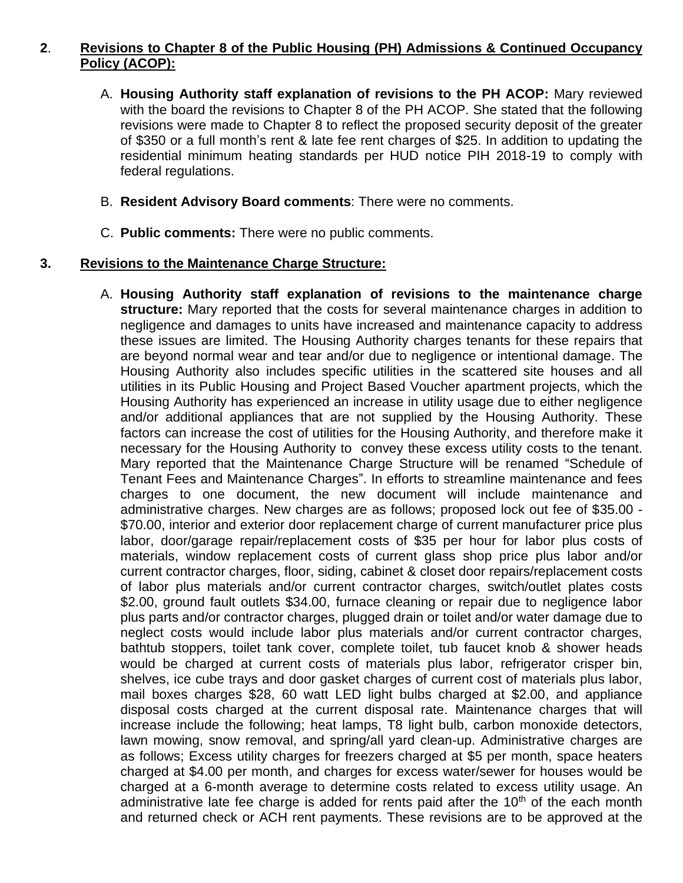**2. Revisions to Chapter 8 of the Public Housing (PH) Admissions & Continued Occupancy Policy (ACOP):**

A. **Housing Authority staff explanation of revisions to the PH ACOP:** Mary reviewed with the board the revisions to Chapter 8 of the PH ACOP. She stated that the following revisions were made to Chapter 8 to reflect the proposed security deposit of the greater of $350 or a full month's rent & late fee rent charges of $25. In addition to updating the residential minimum heating standards per HUD notice PIH 2018-19 to comply with federal regulations.

B. **Resident Advisory Board comments**: There were no comments.

C. **Public comments:** There were no public comments.

**3. Revisions to the Maintenance Charge Structure:**

A. **Housing Authority staff explanation of revisions to the maintenance charge structure:** Mary reported that the costs for several maintenance charges in addition to negligence and damages to units have increased and maintenance capacity to address these issues are limited. The Housing Authority charges tenants for these repairs that are beyond normal wear and tear and/or due to negligence or intentional damage. The Housing Authority also includes specific utilities in the scattered site houses and all utilities in its Public Housing and Project Based Voucher apartment projects, which the Housing Authority has experienced an increase in utility usage due to either negligence and/or additional appliances that are not supplied by the Housing Authority. These factors can increase the cost of utilities for the Housing Authority, and therefore make it necessary for the Housing Authority to convey these excess utility costs to the tenant. Mary reported that the Maintenance Charge Structure will be renamed "Schedule of Tenant Fees and Maintenance Charges". In efforts to streamline maintenance and fees charges to one document, the new document will include maintenance and administrative charges. New charges are as follows; proposed lock out fee of $35.00 - $70.00, interior and exterior door replacement charge of current manufacturer price plus labor, door/garage repair/replacement costs of $35 per hour for labor plus costs of materials, window replacement costs of current glass shop price plus labor and/or current contractor charges, floor, siding, cabinet & closet door repairs/replacement costs of labor plus materials and/or current contractor charges, switch/outlet plates costs $2.00, ground fault outlets $34.00, furnace cleaning or repair due to negligence labor plus parts and/or contractor charges, plugged drain or toilet and/or water damage due to neglect costs would include labor plus materials and/or current contractor charges, bathtub stoppers, toilet tank cover, complete toilet, tub faucet knob & shower heads would be charged at current costs of materials plus labor, refrigerator crisper bin, shelves, ice cube trays and door gasket charges of current cost of materials plus labor, mail boxes charges $28, 60 watt LED light bulbs charged at $2.00, and appliance disposal costs charged at the current disposal rate. Maintenance charges that will increase include the following; heat lamps, T8 light bulb, carbon monoxide detectors, lawn mowing, snow removal, and spring/all yard clean-up. Administrative charges are as follows; Excess utility charges for freezers charged at $5 per month, space heaters charged at $4.00 per month, and charges for excess water/sewer for houses would be charged at a 6-month average to determine costs related to excess utility usage. An administrative late fee charge is added for rents paid after the 10th of the each month and returned check or ACH rent payments. These revisions are to be approved at the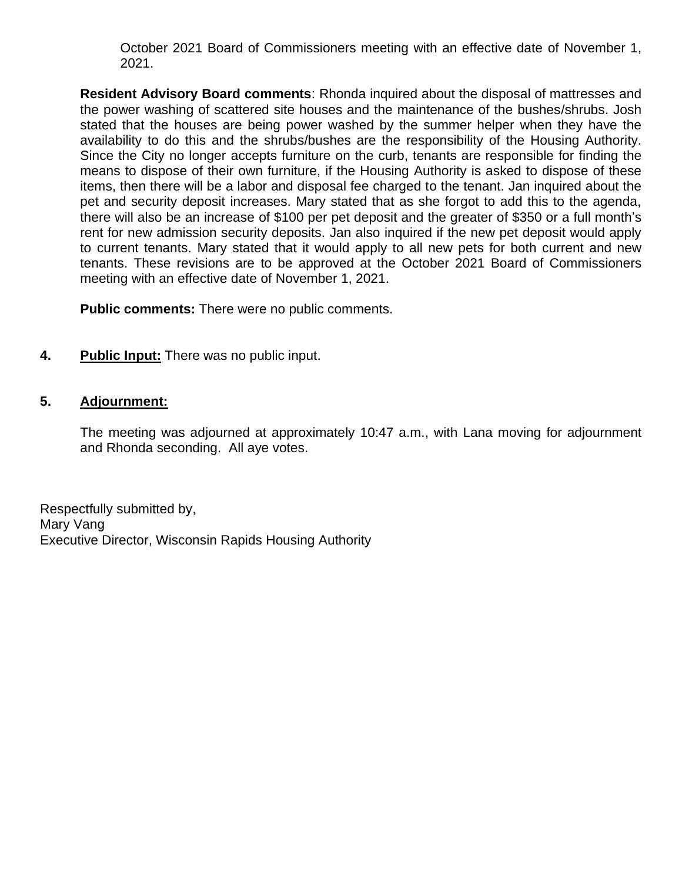October 2021 Board of Commissioners meeting with an effective date of November 1, 2021.

**Resident Advisory Board comments**: Rhonda inquired about the disposal of mattresses and the power washing of scattered site houses and the maintenance of the bushes/shrubs. Josh stated that the houses are being power washed by the summer helper when they have the availability to do this and the shrubs/bushes are the responsibility of the Housing Authority. Since the City no longer accepts furniture on the curb, tenants are responsible for finding the means to dispose of their own furniture, if the Housing Authority is asked to dispose of these items, then there will be a labor and disposal fee charged to the tenant. Jan inquired about the pet and security deposit increases. Mary stated that as she forgot to add this to the agenda, there will also be an increase of $100 per pet deposit and the greater of $350 or a full month's rent for new admission security deposits. Jan also inquired if the new pet deposit would apply to current tenants. Mary stated that it would apply to all new pets for both current and new tenants. These revisions are to be approved at the October 2021 Board of Commissioners meeting with an effective date of November 1, 2021.

**Public comments:** There were no public comments.

**4. Public Input:** There was no public input.

**5. Adjournment:**

The meeting was adjourned at approximately 10:47 a.m., with Lana moving for adjournment and Rhonda seconding. All aye votes.

Respectfully submitted by,
Mary Vang
Executive Director, Wisconsin Rapids Housing Authority